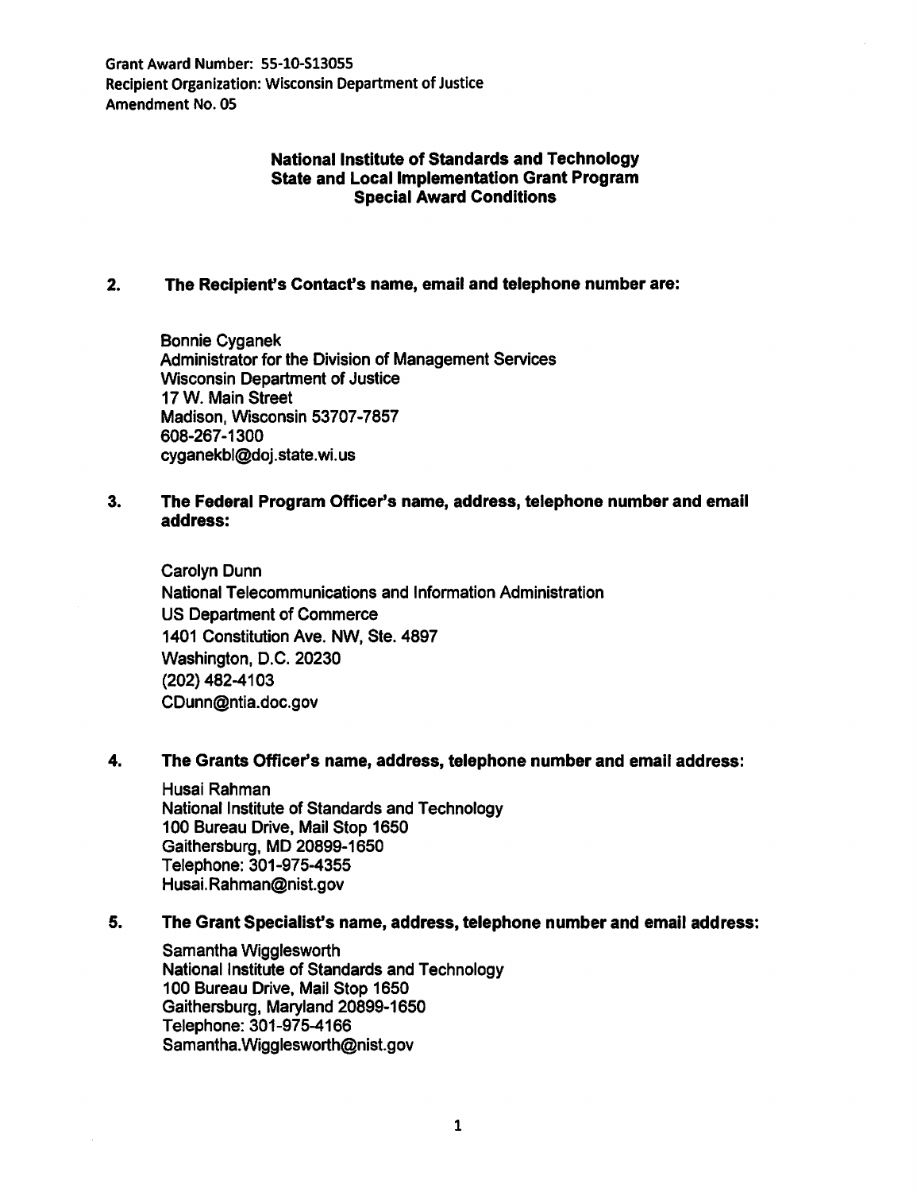Grant Award Number: 55-10-S13055
Recipient Organization: Wisconsin Department of Justice
Amendment No. 05

## National Institute of Standards and Technology
## State and Local Implementation Grant Program
## Special Award Conditions

**2. The Recipient's Contact's name, email and telephone number are:**

Bonnie Cyganek
Administrator for the Division of Management Services
Wisconsin Department of Justice
17 W. Main Street
Madison, Wisconsin 53707-7857
608-267-1300
cyganekbl@doj.state.wi.us

**3. The Federal Program Officer's name, address, telephone number and email address:**

Carolyn Dunn
National Telecommunications and Information Administration
US Department of Commerce
1401 Constitution Ave. NW, Ste. 4897
Washington, D.C. 20230
(202) 482-4103
CDunn@ntia.doc.gov

**4. The Grants Officer's name, address, telephone number and email address:**

Husai Rahman
National Institute of Standards and Technology
100 Bureau Drive, Mail Stop 1650
Gaithersburg, MD 20899-1650
Telephone: 301-975-4355
Husai.Rahman@nist.gov

**5. The Grant Specialist's name, address, telephone number and email address:**

Samantha Wigglesworth
National Institute of Standards and Technology
100 Bureau Drive, Mail Stop 1650
Gaithersburg, Maryland 20899-1650
Telephone: 301-975-4166
Samantha.Wigglesworth@nist.gov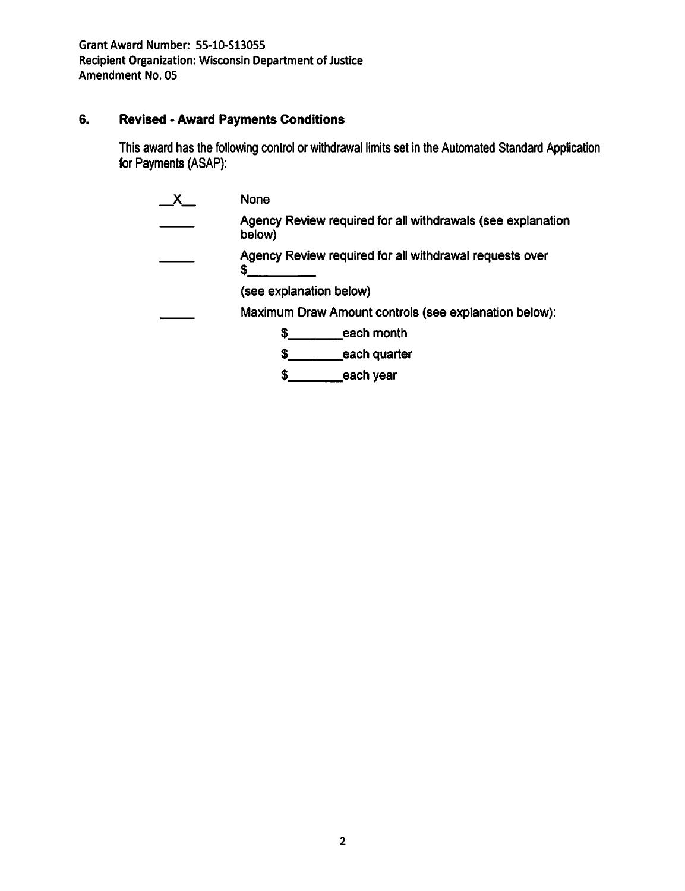Grant Award Number: 55-10-S13055
Recipient Organization: Wisconsin Department of Justice
Amendment No. 05

## 6. Revised - Award Payments Conditions

This award has the following control or withdrawal limits set in the Automated Standard Application for Payments (ASAP):

| | |
|---|---|
| \_\_X\_\_ | None |
| \_\_\_\_\_ | Agency Review required for all withdrawals (see explanation below) |
| \_\_\_\_\_ | Agency Review required for all withdrawal requests over $\_\_\_\_\_\_\_\_\_ (see explanation below) |
| \_\_\_\_\_ | Maximum Draw Amount controls (see explanation below): |
| | $\_\_\_\_\_\_\_\_each month |
| | $\_\_\_\_\_\_\_\_each quarter |
| | $\_\_\_\_\_\_\_\_each year |